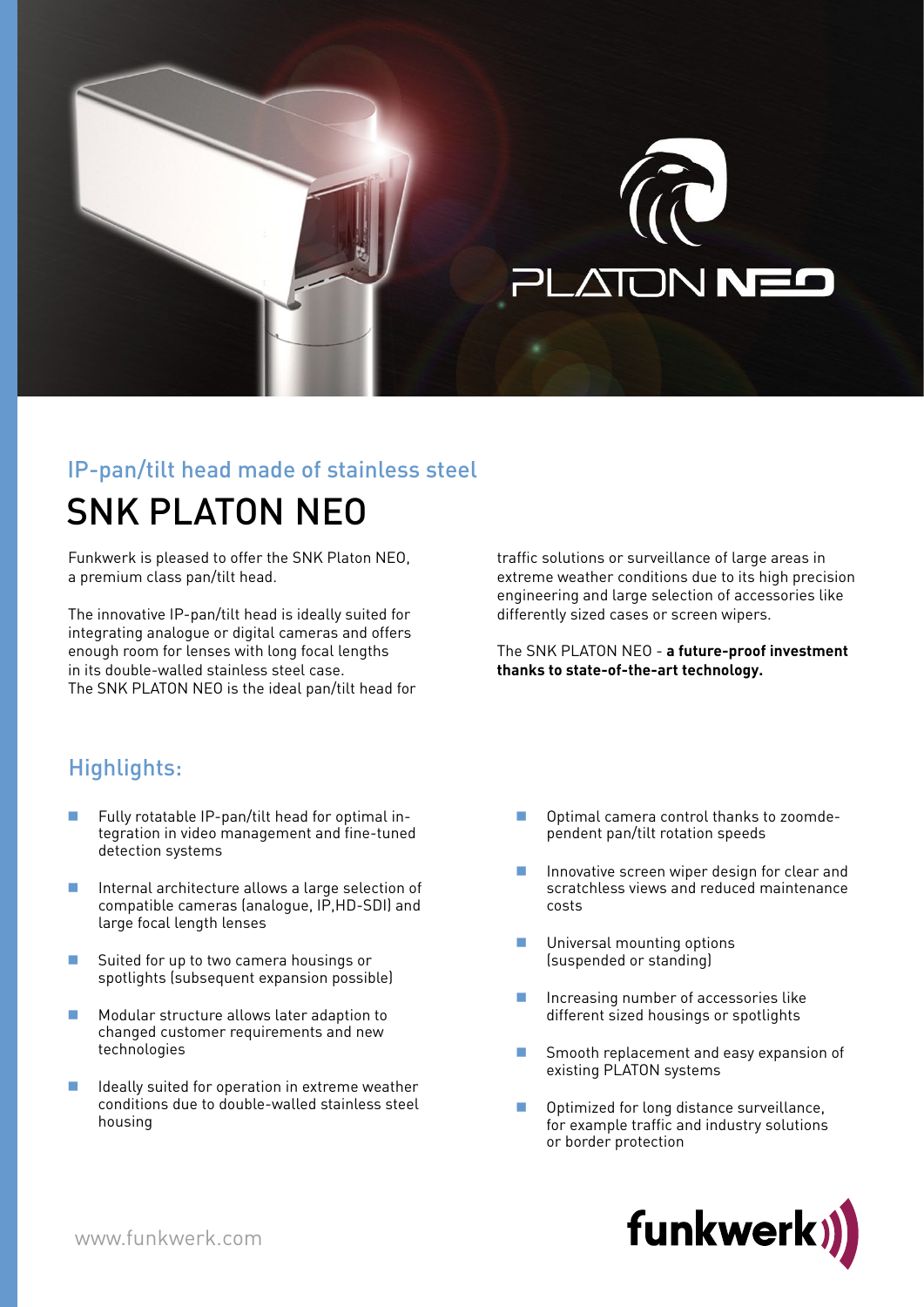## IP-pan/tilt head made of stainless steel

# SNK PLATON NEO

Funkwerk is pleased to offer the SNK Platon NEO, a premium class pan/tilt head.

The innovative IP-pan/tilt head is ideally suited for integrating analogue or digital cameras and offers enough room for lenses with long focal lengths in its double-walled stainless steel case. The SNK PLATON NEO is the ideal pan/tilt head for traffic solutions or surveillance of large areas in extreme weather conditions due to its high precision engineering and large selection of accessories like differently sized cases or screen wipers.

The SNK PLATON NEO - **a future-proof investment thanks to state-of-the-art technology.**

## Highlights:

- Fully rotatable IP-pan/tilt head for optimal integration in video management and fine-tuned detection systems
- Internal architecture allows a large selection of compatible cameras (analogue, IP,HD-SDI) and large focal length lenses
- Suited for up to two camera housings or spotlights (subsequent expansion possible)
- Modular structure allows later adaption to changed customer requirements and new technologies
- Ideally suited for operation in extreme weather conditions due to double-walled stainless steel housing
- Optimal camera control thanks to zoomdependent pan/tilt rotation speeds
- Innovative screen wiper design for clear and scratchless views and reduced maintenance costs
- Universal mounting options (suspended or standing)
- Increasing number of accessories like different sized housings or spotlights
- Smooth replacement and easy expansion of existing PLATON systems
- Optimized for long distance surveillance, for example traffic and industry solutions or border protection

www.funkwerk.com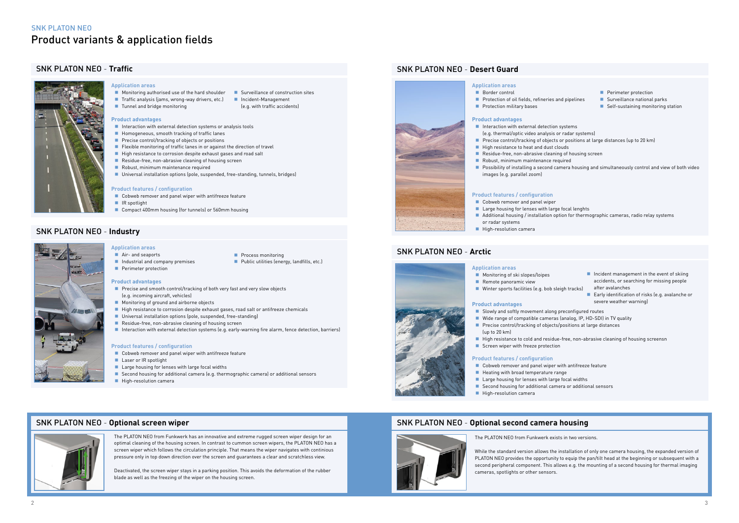SNK PLATON NEO

# Product variants & application fields

## SNK PLATON NEO - **Traffic**

### Application areas

- Monitoring authorised use of the hard shoulder
- Traffic analysis (jams, wrong-way drivers, etc.)
- Tunnel and bridge monitoring
- Surveillance of construction sites
- Incident-Management (e.g. with traffic accidents)

### Product advantages

- Interaction with external detection systems or analysis tools
- Homogeneous, smooth tracking of traffic lanes
- Precise control/tracking of objects or positions
- Flexible monitoring of traffic lanes in or against the direction of travel
- High resistance to corrosion despite exhaust gases and road salt
- Residue-free, non-abrasive cleaning of housing screen
- Robust, minimum maintenance required
- Universal installation options (pole, suspended, free-standing, tunnels, bridges)

### Product features / configuration

- Cobweb remover and panel wiper with antifreeze feature
- IR spotlight
- Compact 400mm housing (for tunnels) or 560mm housing

## SNK PLATON NEO - **Industry**

### Application areas

- Air- and seaports
- Industrial and company premises
- Perimeter protection
- Process monitoring
- Public utilities (energy, landfills, etc.)

### Product advantages

- Precise and smooth control/tracking of both very fast and very slow objects (e.g. incoming aircraft, vehicles)
- Monitoring of ground and airborne objects
- High resistance to corrosion despite exhaust gases, road salt or antifreeze chemicals
- Universal installation options (pole, suspended, free-standing)
- Residue-free, non-abrasive cleaning of housing screen
- Interaction with external detection systems (e.g. early-warning fire alarm, fence detection, barriers)

### Product features / configuration

- Cobweb remover and panel wiper with antifreeze feature
- Laser or IR spotlight
- Large housing for lenses with large focal widths
- Second housing for additional camera (e.g. thermographic camera) or additional sensors
- High-resolution camera

## SNK PLATON NEO - **Desert Guard**

### Application areas

- Border control
- Protection of oil fields, refineries and pipelines
- Protection military bases
- Perimeter protection
- Surveillance national parks
- Self-sustaining monitoring station

### Product advantages

- Interaction with external detection systems (e.g. thermal/optic video analysis or radar systems)
- Precise control/tracking of objects or positions at large distances (up to 20 km)
- High resistance to heat and dust clouds
- Residue-free, non-abrasive cleaning of housing screen
- Robust, minimum maintenance required
- Possibility of installing a second camera housing and simultaneously control and view of both video images (e.g. parallel zoom)

### Product features / configuration

- Cobweb remover and panel wiper
- Large housing for lenses with large focal lenghts
- Additional housing / installation option for thermographic cameras, radio relay systems or radar systems
- High-resolution camera

## SNK PLATON NEO - **Arctic**

### Application areas

- Monitoring of ski slopes/loipes
- Remote panoramic view
- Winter sports facilities (e.g. bob sleigh tracks)
- Incident management in the event of skiing accidents, or searching for missing people after avalanches
- Early identification of risks (e.g. avalanche or severe weather warning)

### Product advantages

- Slowly and softly movement along preconfigured routes
- Wide range of compatible cameras (analog, IP, HD-SDI) in TV quality
- Precise control/tracking of objects/positions at large distances (up to 20 km)
- High resistance to cold and residue-free, non-abrasive cleaning of housing screensn
- Screen wiper with freeze protection

### Product features / configuration

- Cobweb remover and panel wiper with antifreeze feature
- Heating with broad temperature range
- Large housing for lenses with large focal widths
- Second housing for additional camera or additional sensors
- High-resolution camera

## SNK PLATON NEO - **Optional screen wiper**

The PLATON NEO from Funkwerk has an innovative and extreme rugged screen wiper design for an optimal cleaning of the housing screen. In contrast to common screen wipers, the PLATON NEO has a screen wiper which follows the circulation principle. That means the wiper navigates with continious pressure only in top down direction over the screen and guarantees a clear and scratchless view.

Deactivated, the screen wiper stays in a parking position. This avoids the deformation of the rubber blade as well as the freezing of the wiper on the housing screen.

## SNK PLATON NEO - **Optional second camera housing**

The PLATON NEO from Funkwerk exists in two versions.

While the standard version allows the installation of only one camera housing, the expanded version of PLATON NEO provides the opportunity to equip the pan/tilt head at the beginning or subsequent with a second peripheral component. This allows e.g. the mounting of a second housing for thermal imaging cameras, spotlights or other sensors.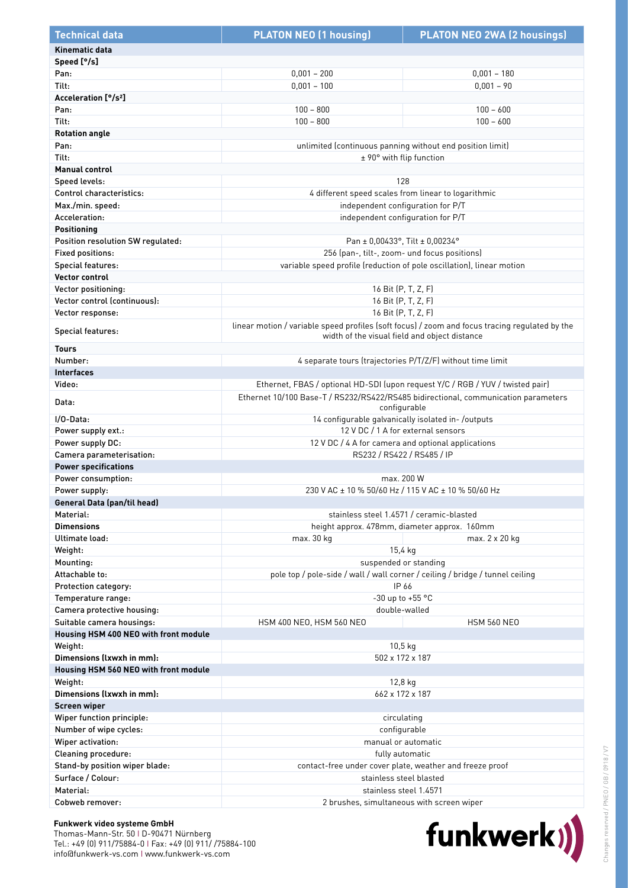| Technical data | PLATON NEO (1 housing) | PLATON NEO 2WA (2 housings) |
|---|---|---|
| **Kinematic data** | | |
| **Speed [°/s]** | | |
| Pan: | 0,001 – 200 | 0,001 – 180 |
| Tilt: | 0,001 – 100 | 0,001 – 90 |
| **Acceleration [°/s²]** | | |
| Pan: | 100 – 800 | 100 – 600 |
| Tilt: | 100 – 800 | 100 – 600 |
| **Rotation angle** | | |
| Pan: | unlimited (continuous panning without end position limit) | |
| Tilt: | ± 90° with flip function | |
| **Manual control** | | |
| Speed levels: | 128 | |
| Control characteristics: | 4 different speed scales from linear to logarithmic | |
| Max./min. speed: | independent configuration for P/T | |
| Acceleration: | independent configuration for P/T | |
| **Positioning** | | |
| Position resolution SW regulated: | Pan ± 0,00433°, Tilt ± 0,00234° | |
| Fixed positions: | 256 (pan-, tilt-, zoom- und focus positions) | |
| Special features: | variable speed profile (reduction of pole oscillation), linear motion | |
| **Vector control** | | |
| Vector positioning: | 16 Bit (P, T, Z, F) | |
| Vector control (continuous): | 16 Bit (P, T, Z, F) | |
| Vector response: | 16 Bit (P, T, Z, F) | |
| Special features: | linear motion / variable speed profiles (soft focus) / zoom and focus tracing regulated by the width of the visual field and object distance | |
| **Tours** | | |
| Number: | 4 separate tours (trajectories P/T/Z/F) without time limit | |
| **Interfaces** | | |
| Video: | Ethernet, FBAS / optional HD-SDI (upon request Y/C / RGB / YUV / twisted pair) | |
| Data: | Ethernet 10/100 Base-T / RS232/RS422/RS485 bidirectional, communication parameters configurable | |
| I/O-Data: | 14 configurable galvanically isolated in- /outputs | |
| Power supply ext.: | 12 V DC / 1 A for external sensors | |
| Power supply DC: | 12 V DC / 4 A for camera and optional applications | |
| Camera parameterisation: | RS232 / RS422 / RS485 / IP | |
| **Power specifications** | | |
| Power consumption: | max. 200 W | |
| Power supply: | 230 V AC ± 10 % 50/60 Hz / 115 V AC ± 10 % 50/60 Hz | |
| **General Data (pan/til head)** | | |
| Material: | stainless steel 1.4571 / ceramic-blasted | |
| **Dimensions** | height approx. 478mm, diameter approx. 160mm | |
| Ultimate load: | max. 30 kg | max. 2 x 20 kg |
| Weight: | 15,4 kg | |
| Mounting: | suspended or standing | |
| Attachable to: | pole top / pole-side / wall / wall corner / ceiling / bridge / tunnel ceiling | |
| Protection category: | IP 66 | |
| Temperature range: | -30 up to +55 °C | |
| Camera protective housing: | double-walled | |
| Suitable camera housings: | HSM 400 NEO, HSM 560 NEO | HSM 560 NEO |
| **Housing HSM 400 NEO with front module** | | |
| Weight: | 10,5 kg | |
| **Dimensions (lxwxh in mm):** | 502 x 172 x 187 | |
| **Housing HSM 560 NEO with front module** | | |
| Weight: | 12,8 kg | |
| **Dimensions (lxwxh in mm):** | 662 x 172 x 187 | |
| **Screen wiper** | | |
| Wiper function principle: | circulating | |
| Number of wipe cycles: | configurable | |
| Wiper activation: | manual or automatic | |
| Cleaning procedure: | fully automatic | |
| Stand-by position wiper blade: | contact-free under cover plate, weather and freeze proof | |
| Surface / Colour: | stainless steel blasted | |
| Material: | stainless steel 1.4571 | |
| Cobweb remover: | 2 brushes, simultaneous with screen wiper | |

**Funkwerk video systeme GmbH**
Thomas-Mann-Str. 50 | D-90471 Nürnberg
Tel.: +49 (0) 911/75884-0 | Fax: +49 (0) 911/ /75884-100
info@funkwerk-vs.com | www.funkwerk-vs.com

funkwerk

Changes reserved / PNEO / GB / 0918 / V7